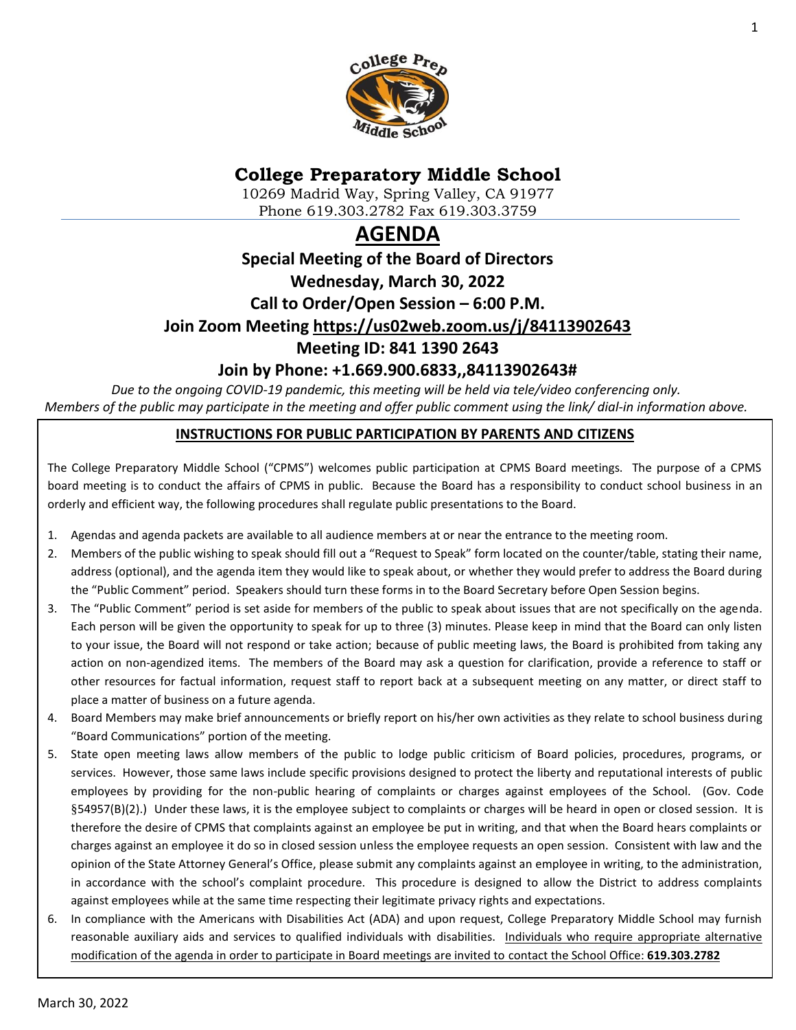# College Preparatory Middle School

10269 Madrid Way, Spring Valley, CA 91977
Phone 619.303.2782 Fax 619.303.3759

## AGENDA

**Special Meeting of the Board of Directors**

**Wednesday, March 30, 2022**

**Call to Order/Open Session – 6:00 P.M.**

**Join Zoom Meeting https://us02web.zoom.us/j/84113902643**

**Meeting ID: 841 1390 2643**

**Join by Phone: +1.669.900.6833,,84113902643#**

*Due to the ongoing COVID-19 pandemic, this meeting will be held via tele/video conferencing only. Members of the public may participate in the meeting and offer public comment using the link/ dial-in information above.*

### INSTRUCTIONS FOR PUBLIC PARTICIPATION BY PARENTS AND CITIZENS

The College Preparatory Middle School ("CPMS") welcomes public participation at CPMS Board meetings. The purpose of a CPMS board meeting is to conduct the affairs of CPMS in public. Because the Board has a responsibility to conduct school business in an orderly and efficient way, the following procedures shall regulate public presentations to the Board.

1. Agendas and agenda packets are available to all audience members at or near the entrance to the meeting room.
2. Members of the public wishing to speak should fill out a "Request to Speak" form located on the counter/table, stating their name, address (optional), and the agenda item they would like to speak about, or whether they would prefer to address the Board during the "Public Comment" period. Speakers should turn these forms in to the Board Secretary before Open Session begins.
3. The "Public Comment" period is set aside for members of the public to speak about issues that are not specifically on the agenda. Each person will be given the opportunity to speak for up to three (3) minutes. Please keep in mind that the Board can only listen to your issue, the Board will not respond or take action; because of public meeting laws, the Board is prohibited from taking any action on non-agendized items. The members of the Board may ask a question for clarification, provide a reference to staff or other resources for factual information, request staff to report back at a subsequent meeting on any matter, or direct staff to place a matter of business on a future agenda.
4. Board Members may make brief announcements or briefly report on his/her own activities as they relate to school business during "Board Communications" portion of the meeting.
5. State open meeting laws allow members of the public to lodge public criticism of Board policies, procedures, programs, or services. However, those same laws include specific provisions designed to protect the liberty and reputational interests of public employees by providing for the non-public hearing of complaints or charges against employees of the School. (Gov. Code §54957(B)(2).) Under these laws, it is the employee subject to complaints or charges will be heard in open or closed session. It is therefore the desire of CPMS that complaints against an employee be put in writing, and that when the Board hears complaints or charges against an employee it do so in closed session unless the employee requests an open session. Consistent with law and the opinion of the State Attorney General's Office, please submit any complaints against an employee in writing, to the administration, in accordance with the school's complaint procedure. This procedure is designed to allow the District to address complaints against employees while at the same time respecting their legitimate privacy rights and expectations.
6. In compliance with the Americans with Disabilities Act (ADA) and upon request, College Preparatory Middle School may furnish reasonable auxiliary aids and services to qualified individuals with disabilities. Individuals who require appropriate alternative modification of the agenda in order to participate in Board meetings are invited to contact the School Office: **619.303.2782**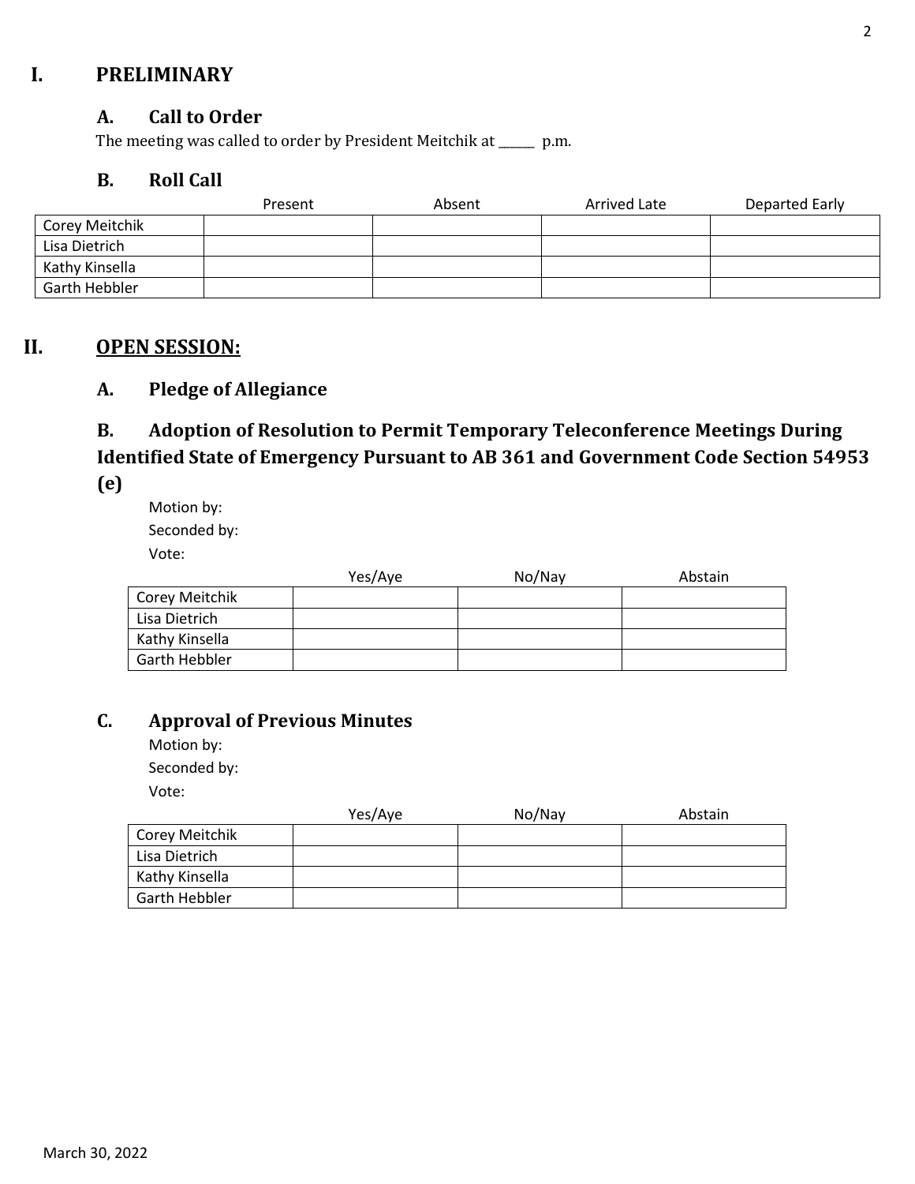# I. PRELIMINARY

## A. Call to Order

The meeting was called to order by President Meitchik at ______ p.m.

## B. Roll Call

| | Present | Absent | Arrived Late | Departed Early |
|---|---|---|---|---|
| Corey Meitchik | | | | |
| Lisa Dietrich | | | | |
| Kathy Kinsella | | | | |
| Garth Hebbler | | | | |

# II. OPEN SESSION:

## A. Pledge of Allegiance

## B. Adoption of Resolution to Permit Temporary Teleconference Meetings During Identified State of Emergency Pursuant to AB 361 and Government Code Section 54953 (e)

Motion by:

Seconded by:

Vote:

| | Yes/Aye | No/Nay | Abstain |
|---|---|---|---|
| Corey Meitchik | | | |
| Lisa Dietrich | | | |
| Kathy Kinsella | | | |
| Garth Hebbler | | | |

## C. Approval of Previous Minutes

Motion by:

Seconded by:

Vote:

| | Yes/Aye | No/Nay | Abstain |
|---|---|---|---|
| Corey Meitchik | | | |
| Lisa Dietrich | | | |
| Kathy Kinsella | | | |
| Garth Hebbler | | | |

March 30, 2022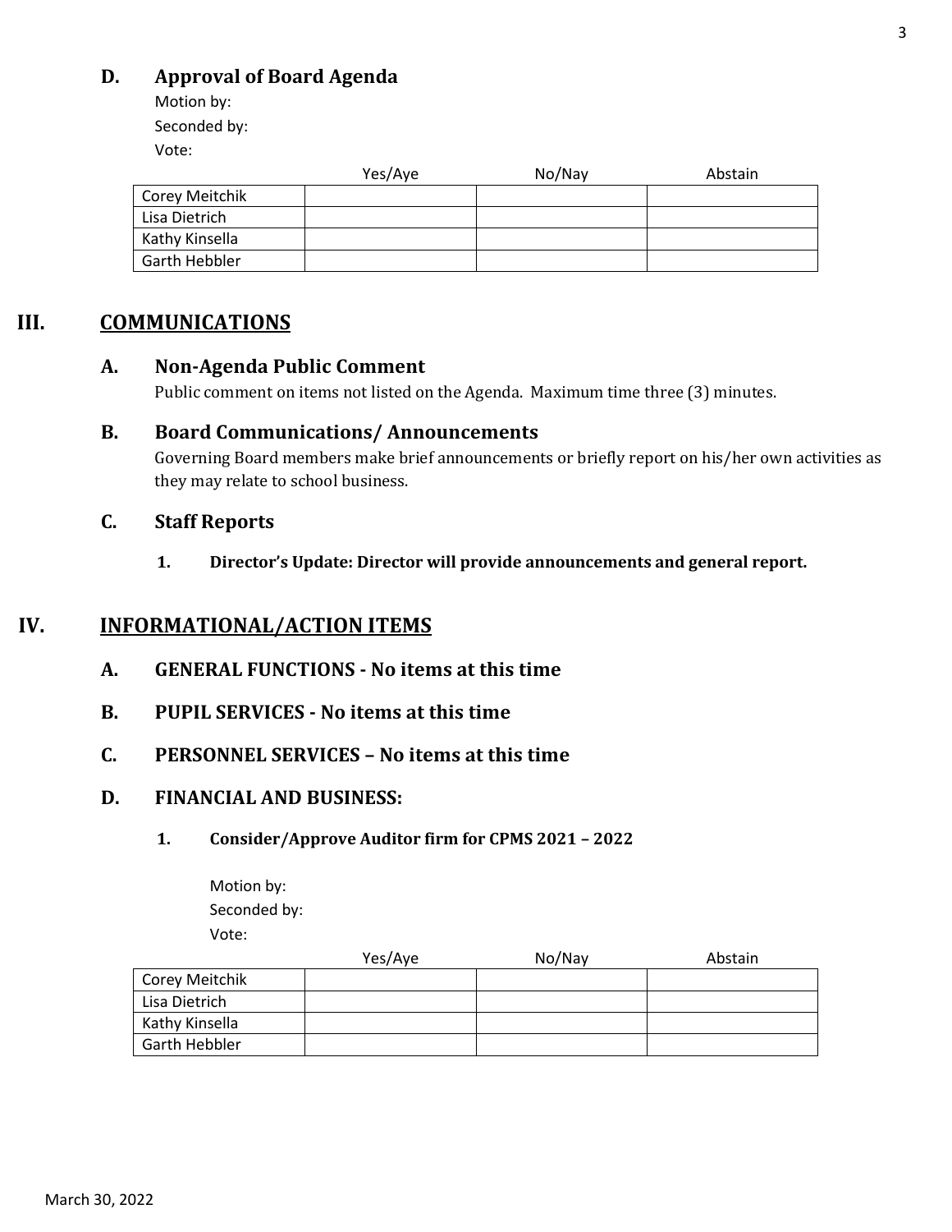### D. Approval of Board Agenda

Motion by:

Seconded by:

Vote:

| | Yes/Aye | No/Nay | Abstain |
|---|---|---|---|
| Corey Meitchik | | | |
| Lisa Dietrich | | | |
| Kathy Kinsella | | | |
| Garth Hebbler | | | |

## III. COMMUNICATIONS

### A. Non-Agenda Public Comment

Public comment on items not listed on the Agenda. Maximum time three (3) minutes.

### B. Board Communications/ Announcements

Governing Board members make brief announcements or briefly report on his/her own activities as they may relate to school business.

### C. Staff Reports

1. **Director's Update: Director will provide announcements and general report.**

## IV. INFORMATIONAL/ACTION ITEMS

### A. GENERAL FUNCTIONS - No items at this time

### B. PUPIL SERVICES - No items at this time

### C. PERSONNEL SERVICES – No items at this time

### D. FINANCIAL AND BUSINESS:

1. **Consider/Approve Auditor firm for CPMS 2021 – 2022**

Motion by:

Seconded by:

Vote:

| | Yes/Aye | No/Nay | Abstain |
|---|---|---|---|
| Corey Meitchik | | | |
| Lisa Dietrich | | | |
| Kathy Kinsella | | | |
| Garth Hebbler | | | |

March 30, 2022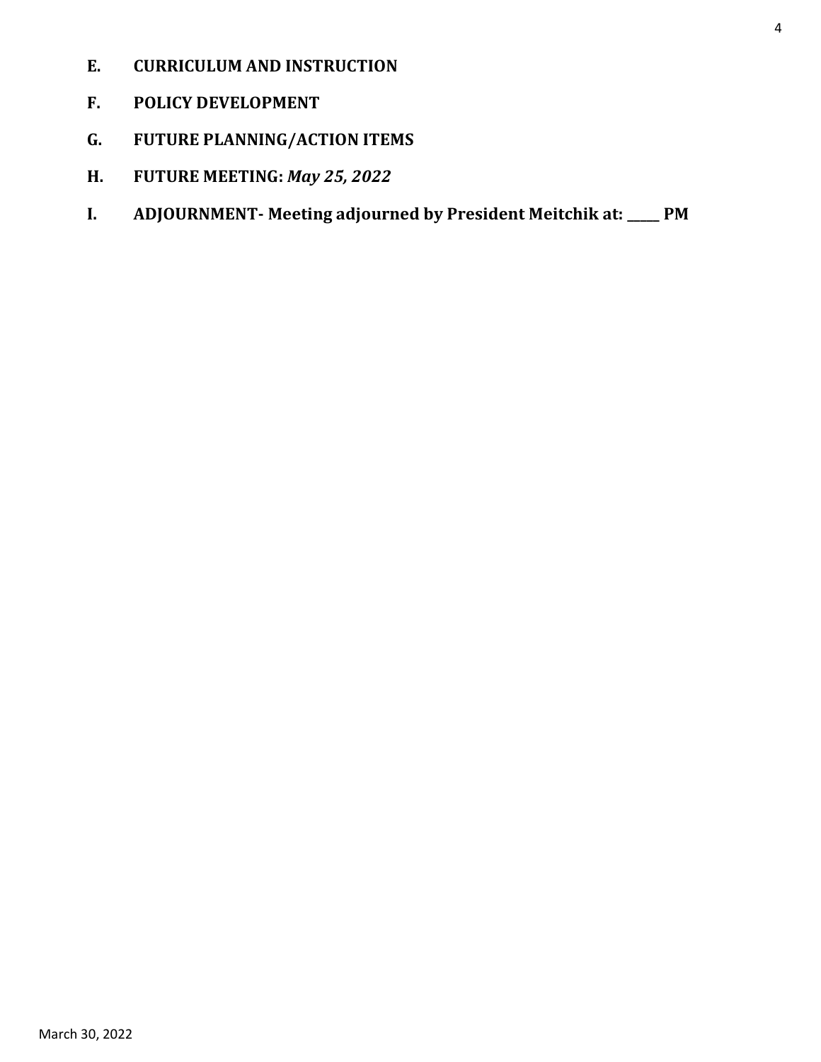**E. CURRICULUM AND INSTRUCTION**

**F. POLICY DEVELOPMENT**

**G. FUTURE PLANNING/ACTION ITEMS**

**H. FUTURE MEETING:** ***May 25, 2022***

**I. ADJOURNMENT- Meeting adjourned by President Meitchik at: _____ PM**